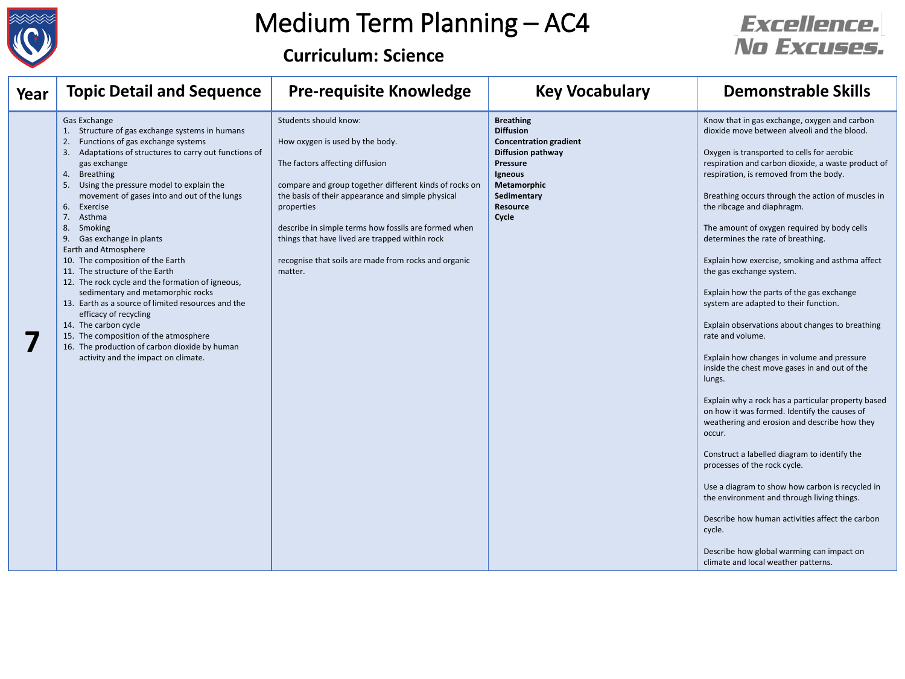# Medium Term Planning – AC4

## Curriculum: Science

Excellence. No Excuses.

| Year | Topic Detail and Sequence | Pre-requisite Knowledge | Key Vocabulary | Demonstrable Skills |
|---|---|---|---|---|
| 7 | Gas Exchange<br>1. Structure of gas exchange systems in humans<br>2. Functions of gas exchange systems<br>3. Adaptations of structures to carry out functions of gas exchange<br>4. Breathing<br>5. Using the pressure model to explain the movement of gases into and out of the lungs<br>6. Exercise<br>7. Asthma<br>8. Smoking<br>9. Gas exchange in plants<br>Earth and Atmosphere<br>10. The composition of the Earth<br>11. The structure of the Earth<br>12. The rock cycle and the formation of igneous, sedimentary and metamorphic rocks<br>13. Earth as a source of limited resources and the efficacy of recycling<br>14. The carbon cycle<br>15. The composition of the atmosphere<br>16. The production of carbon dioxide by human activity and the impact on climate. | Students should know:<br><br>How oxygen is used by the body.<br><br>The factors affecting diffusion<br><br>compare and group together different kinds of rocks on the basis of their appearance and simple physical properties<br><br>describe in simple terms how fossils are formed when things that have lived are trapped within rock<br><br>recognise that soils are made from rocks and organic matter. | **Breathing**<br>**Diffusion**<br>**Concentration gradient**<br>**Diffusion pathway**<br>**Pressure**<br>**Igneous**<br>**Metamorphic**<br>**Sedimentary**<br>**Resource**<br>**Cycle** | Know that in gas exchange, oxygen and carbon dioxide move between alveoli and the blood.<br><br>Oxygen is transported to cells for aerobic respiration and carbon dioxide, a waste product of respiration, is removed from the body.<br><br>Breathing occurs through the action of muscles in the ribcage and diaphragm.<br><br>The amount of oxygen required by body cells determines the rate of breathing.<br><br>Explain how exercise, smoking and asthma affect the gas exchange system.<br><br>Explain how the parts of the gas exchange system are adapted to their function.<br><br>Explain observations about changes to breathing rate and volume.<br><br>Explain how changes in volume and pressure inside the chest move gases in and out of the lungs.<br><br>Explain why a rock has a particular property based on how it was formed. Identify the causes of weathering and erosion and describe how they occur.<br><br>Construct a labelled diagram to identify the processes of the rock cycle.<br><br>Use a diagram to show how carbon is recycled in the environment and through living things.<br><br>Describe how human activities affect the carbon cycle.<br><br>Describe how global warming can impact on climate and local weather patterns. |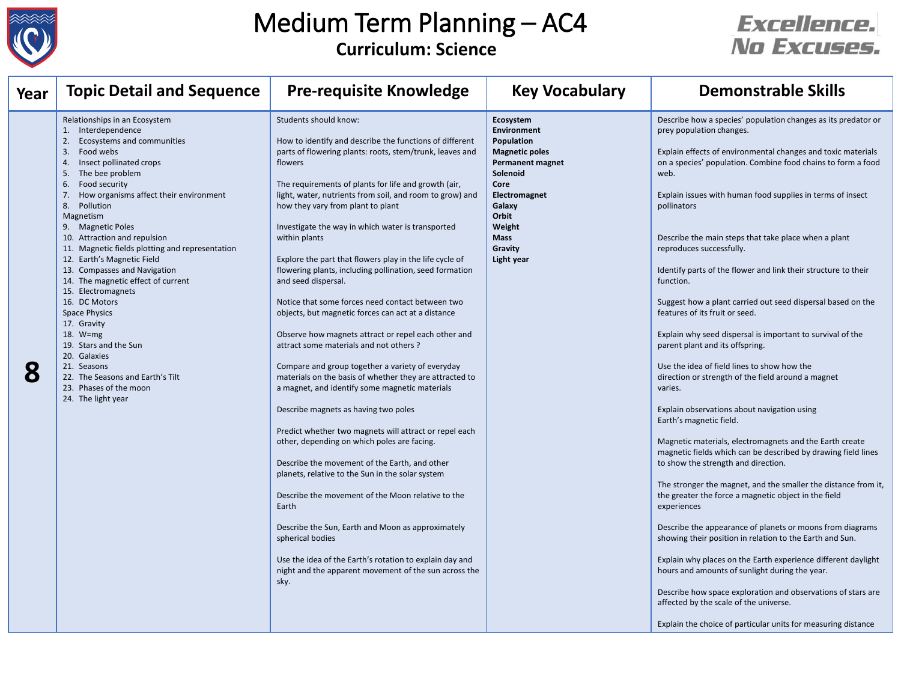# Medium Term Planning – AC4

## Curriculum: Science

Excellence. No Excuses.

| Year | Topic Detail and Sequence | Pre-requisite Knowledge | Key Vocabulary | Demonstrable Skills |
|---|---|---|---|---|
| 8 | Relationships in an Ecosystem<br>1. Interdependence<br>2. Ecosystems and communities<br>3. Food webs<br>4. Insect pollinated crops<br>5. The bee problem<br>6. Food security<br>7. How organisms affect their environment<br>8. Pollution<br>Magnetism<br>9. Magnetic Poles<br>10. Attraction and repulsion<br>11. Magnetic fields plotting and representation<br>12. Earth's Magnetic Field<br>13. Compasses and Navigation<br>14. The magnetic effect of current<br>15. Electromagnets<br>16. DC Motors<br>Space Physics<br>17. Gravity<br>18. W=mg<br>19. Stars and the Sun<br>20. Galaxies<br>21. Seasons<br>22. The Seasons and Earth's Tilt<br>23. Phases of the moon<br>24. The light year | Students should know:<br><br>How to identify and describe the functions of different parts of flowering plants: roots, stem/trunk, leaves and flowers<br><br>The requirements of plants for life and growth (air, light, water, nutrients from soil, and room to grow) and how they vary from plant to plant<br><br>Investigate the way in which water is transported within plants<br><br>Explore the part that flowers play in the life cycle of flowering plants, including pollination, seed formation and seed dispersal.<br><br>Notice that some forces need contact between two objects, but magnetic forces can act at a distance<br><br>Observe how magnets attract or repel each other and attract some materials and not others ?<br><br>Compare and group together a variety of everyday materials on the basis of whether they are attracted to a magnet, and identify some magnetic materials<br><br>Describe magnets as having two poles<br><br>Predict whether two magnets will attract or repel each other, depending on which poles are facing.<br><br>Describe the movement of the Earth, and other planets, relative to the Sun in the solar system<br><br>Describe the movement of the Moon relative to the Earth<br><br>Describe the Sun, Earth and Moon as approximately spherical bodies<br><br>Use the idea of the Earth's rotation to explain day and night and the apparent movement of the sun across the sky. | **Ecosystem**<br>**Environment**<br>**Population**<br>**Magnetic poles**<br>**Permanent magnet**<br>**Solenoid**<br>**Core**<br>**Electromagnet**<br>**Galaxy**<br>**Orbit**<br>**Weight**<br>**Mass**<br>**Gravity**<br>**Light year** | Describe how a species' population changes as its predator or prey population changes.<br><br>Explain effects of environmental changes and toxic materials on a species' population. Combine food chains to form a food web.<br><br>Explain issues with human food supplies in terms of insect pollinators<br><br>Describe the main steps that take place when a plant reproduces successfully.<br><br>Identify parts of the flower and link their structure to their function.<br><br>Suggest how a plant carried out seed dispersal based on the features of its fruit or seed.<br><br>Explain why seed dispersal is important to survival of the parent plant and its offspring.<br><br>Use the idea of field lines to show how the direction or strength of the field around a magnet varies.<br><br>Explain observations about navigation using Earth's magnetic field.<br><br>Magnetic materials, electromagnets and the Earth create magnetic fields which can be described by drawing field lines to show the strength and direction.<br><br>The stronger the magnet, and the smaller the distance from it, the greater the force a magnetic object in the field experiences<br><br>Describe the appearance of planets or moons from diagrams showing their position in relation to the Earth and Sun.<br><br>Explain why places on the Earth experience different daylight hours and amounts of sunlight during the year.<br><br>Describe how space exploration and observations of stars are affected by the scale of the universe.<br><br>Explain the choice of particular units for measuring distance |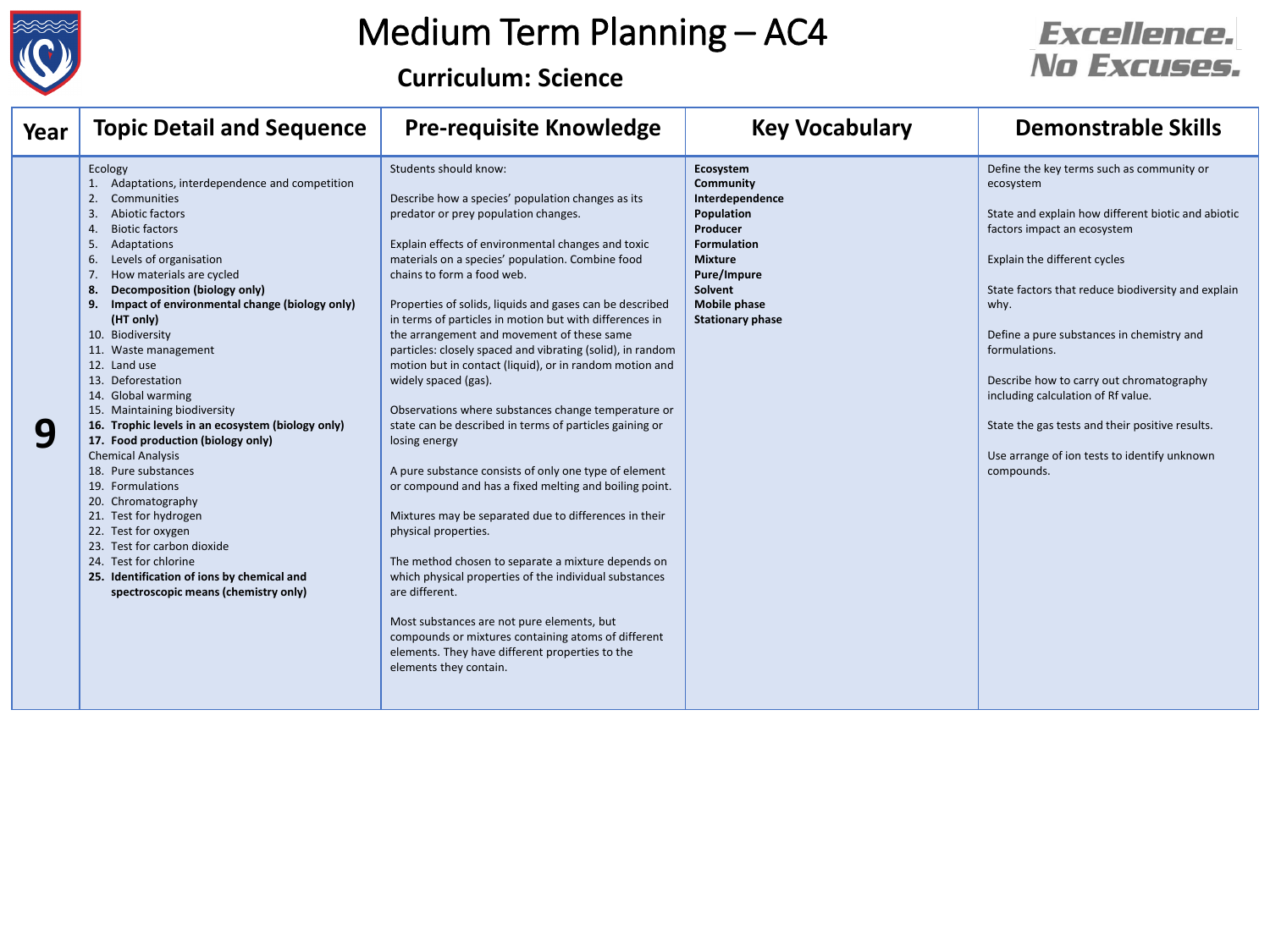# Medium Term Planning – AC4

## Curriculum: Science

Excellence. No Excuses.

| Year | Topic Detail and Sequence | Pre-requisite Knowledge | Key Vocabulary | Demonstrable Skills |
|---|---|---|---|---|
| 9 | Ecology<br>1. Adaptations, interdependence and competition<br>2. Communities<br>3. Abiotic factors<br>4. Biotic factors<br>5. Adaptations<br>6. Levels of organisation<br>7. How materials are cycled<br>**8. Decomposition (biology only)**<br>**9. Impact of environmental change (biology only) (HT only)**<br>10. Biodiversity<br>11. Waste management<br>12. Land use<br>13. Deforestation<br>14. Global warming<br>15. Maintaining biodiversity<br>**16. Trophic levels in an ecosystem (biology only)**<br>**17. Food production (biology only)**<br>Chemical Analysis<br>18. Pure substances<br>19. Formulations<br>20. Chromatography<br>21. Test for hydrogen<br>22. Test for oxygen<br>23. Test for carbon dioxide<br>24. Test for chlorine<br>**25. Identification of ions by chemical and spectroscopic means (chemistry only)** | Students should know:<br><br>Describe how a species' population changes as its predator or prey population changes.<br><br>Explain effects of environmental changes and toxic materials on a species' population. Combine food chains to form a food web.<br><br>Properties of solids, liquids and gases can be described in terms of particles in motion but with differences in the arrangement and movement of these same particles: closely spaced and vibrating (solid), in random motion but in contact (liquid), or in random motion and widely spaced (gas).<br><br>Observations where substances change temperature or state can be described in terms of particles gaining or losing energy<br><br>A pure substance consists of only one type of element or compound and has a fixed melting and boiling point.<br><br>Mixtures may be separated due to differences in their physical properties.<br><br>The method chosen to separate a mixture depends on which physical properties of the individual substances are different.<br><br>Most substances are not pure elements, but compounds or mixtures containing atoms of different elements. They have different properties to the elements they contain. | **Ecosystem**<br>**Community**<br>**Interdependence**<br>**Population**<br>**Producer**<br>**Formulation**<br>**Mixture**<br>**Pure/Impure**<br>**Solvent**<br>**Mobile phase**<br>**Stationary phase** | Define the key terms such as community or ecosystem<br><br>State and explain how different biotic and abiotic factors impact an ecosystem<br><br>Explain the different cycles<br><br>State factors that reduce biodiversity and explain why.<br><br>Define a pure substances in chemistry and formulations.<br><br>Describe how to carry out chromatography including calculation of Rf value.<br><br>State the gas tests and their positive results.<br><br>Use arrange of ion tests to identify unknown compounds. |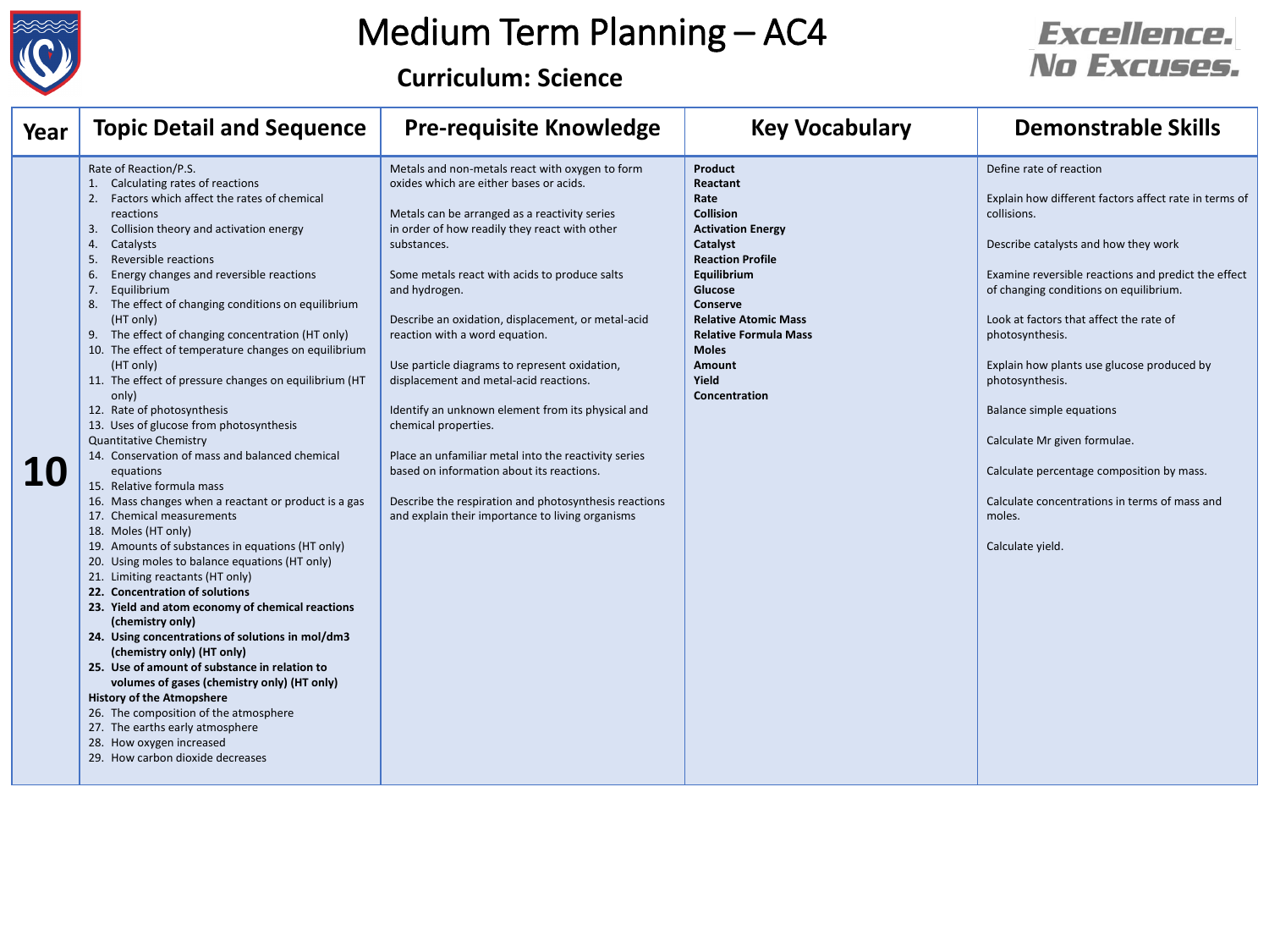# Medium Term Planning – AC4

## Curriculum: Science

Excellence. No Excuses.

| Year | Topic Detail and Sequence | Pre-requisite Knowledge | Key Vocabulary | Demonstrable Skills |
|---|---|---|---|---|
| 10 | Rate of Reaction/P.S.<br>1. Calculating rates of reactions<br>2. Factors which affect the rates of chemical reactions<br>3. Collision theory and activation energy<br>4. Catalysts<br>5. Reversible reactions<br>6. Energy changes and reversible reactions<br>7. Equilibrium<br>8. The effect of changing conditions on equilibrium (HT only)<br>9. The effect of changing concentration (HT only)<br>10. The effect of temperature changes on equilibrium (HT only)<br>11. The effect of pressure changes on equilibrium (HT only)<br>12. Rate of photosynthesis<br>13. Uses of glucose from photosynthesis<br>Quantitative Chemistry<br>14. Conservation of mass and balanced chemical equations<br>15. Relative formula mass<br>16. Mass changes when a reactant or product is a gas<br>17. Chemical measurements<br>18. Moles (HT only)<br>19. Amounts of substances in equations (HT only)<br>20. Using moles to balance equations (HT only)<br>21. Limiting reactants (HT only)<br>**22. Concentration of solutions**<br>**23. Yield and atom economy of chemical reactions (chemistry only)**<br>**24. Using concentrations of solutions in mol/dm3 (chemistry only) (HT only)**<br>**25. Use of amount of substance in relation to volumes of gases (chemistry only) (HT only)**<br>**History of the Atmopshere**<br>26. The composition of the atmosphere<br>27. The earths early atmosphere<br>28. How oxygen increased<br>29. How carbon dioxide decreases | Metals and non-metals react with oxygen to form oxides which are either bases or acids.<br><br>Metals can be arranged as a reactivity series in order of how readily they react with other substances.<br><br>Some metals react with acids to produce salts and hydrogen.<br><br>Describe an oxidation, displacement, or metal-acid reaction with a word equation.<br><br>Use particle diagrams to represent oxidation, displacement and metal-acid reactions.<br><br>Identify an unknown element from its physical and chemical properties.<br><br>Place an unfamiliar metal into the reactivity series based on information about its reactions.<br><br>Describe the respiration and photosynthesis reactions and explain their importance to living organisms | **Product**<br>**Reactant**<br>**Rate**<br>**Collision**<br>**Activation Energy**<br>**Catalyst**<br>**Reaction Profile**<br>**Equilibrium**<br>**Glucose**<br>**Conserve**<br>**Relative Atomic Mass**<br>**Relative Formula Mass**<br>**Moles**<br>**Amount**<br>**Yield**<br>**Concentration** | Define rate of reaction<br><br>Explain how different factors affect rate in terms of collisions.<br><br>Describe catalysts and how they work<br><br>Examine reversible reactions and predict the effect of changing conditions on equilibrium.<br><br>Look at factors that affect the rate of photosynthesis.<br><br>Explain how plants use glucose produced by photosynthesis.<br><br>Balance simple equations<br><br>Calculate Mr given formulae.<br><br>Calculate percentage composition by mass.<br><br>Calculate concentrations in terms of mass and moles.<br><br>Calculate yield. |